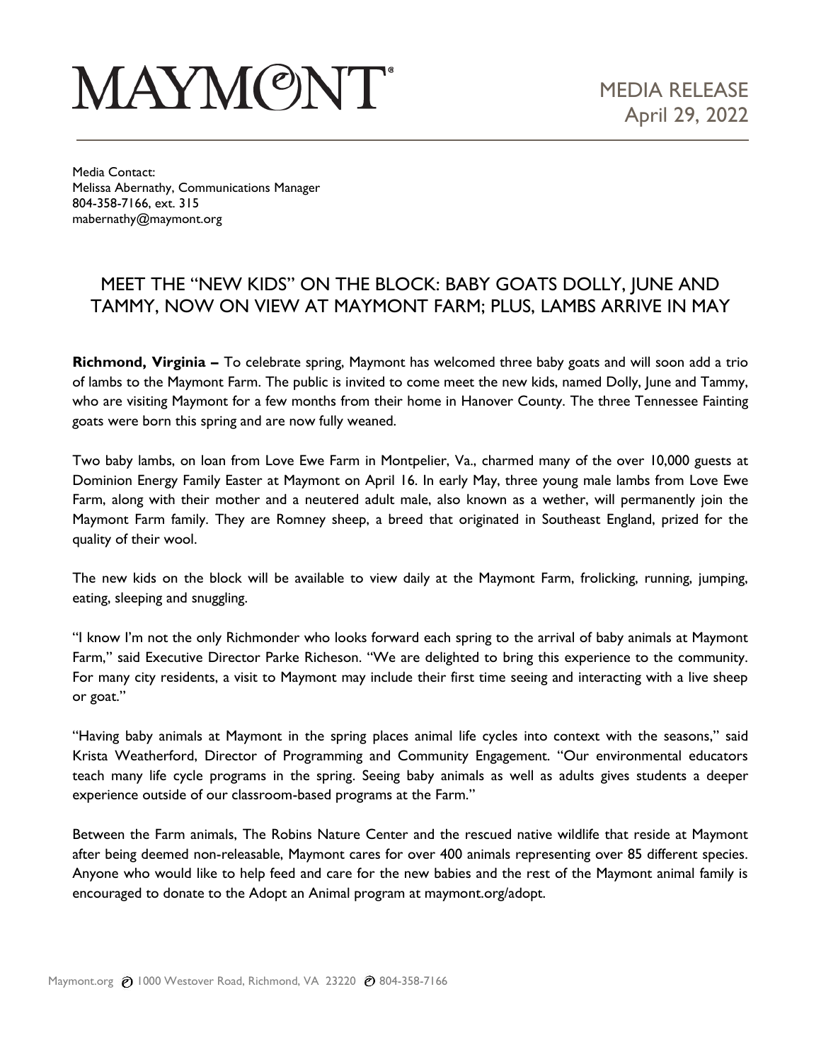# MAYMONT

MEDIA RELEASE
April 29, 2022

Media Contact:
Melissa Abernathy, Communications Manager
804-358-7166, ext. 315
mabernathy@maymont.org

## MEET THE "NEW KIDS" ON THE BLOCK: BABY GOATS DOLLY, JUNE AND TAMMY, NOW ON VIEW AT MAYMONT FARM; PLUS, LAMBS ARRIVE IN MAY

**Richmond, Virginia –** To celebrate spring, Maymont has welcomed three baby goats and will soon add a trio of lambs to the Maymont Farm. The public is invited to come meet the new kids, named Dolly, June and Tammy, who are visiting Maymont for a few months from their home in Hanover County. The three Tennessee Fainting goats were born this spring and are now fully weaned.

Two baby lambs, on loan from Love Ewe Farm in Montpelier, Va., charmed many of the over 10,000 guests at Dominion Energy Family Easter at Maymont on April 16. In early May, three young male lambs from Love Ewe Farm, along with their mother and a neutered adult male, also known as a wether, will permanently join the Maymont Farm family. They are Romney sheep, a breed that originated in Southeast England, prized for the quality of their wool.

The new kids on the block will be available to view daily at the Maymont Farm, frolicking, running, jumping, eating, sleeping and snuggling.

"I know I'm not the only Richmonder who looks forward each spring to the arrival of baby animals at Maymont Farm," said Executive Director Parke Richeson. "We are delighted to bring this experience to the community. For many city residents, a visit to Maymont may include their first time seeing and interacting with a live sheep or goat."

"Having baby animals at Maymont in the spring places animal life cycles into context with the seasons," said Krista Weatherford, Director of Programming and Community Engagement. "Our environmental educators teach many life cycle programs in the spring. Seeing baby animals as well as adults gives students a deeper experience outside of our classroom-based programs at the Farm."

Between the Farm animals, The Robins Nature Center and the rescued native wildlife that reside at Maymont after being deemed non-releasable, Maymont cares for over 400 animals representing over 85 different species. Anyone who would like to help feed and care for the new babies and the rest of the Maymont animal family is encouraged to donate to the Adopt an Animal program at maymont.org/adopt.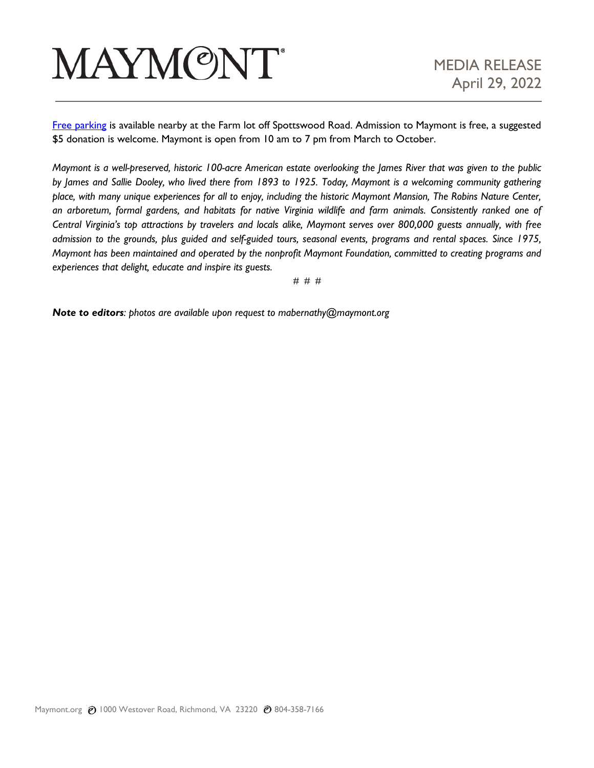[Free parking](#) is available nearby at the Farm lot off Spottswood Road. Admission to Maymont is free, a suggested $5 donation is welcome. Maymont is open from 10 am to 7 pm from March to October.

*Maymont is a well-preserved, historic 100-acre American estate overlooking the James River that was given to the public by James and Sallie Dooley, who lived there from 1893 to 1925. Today, Maymont is a welcoming community gathering place, with many unique experiences for all to enjoy, including the historic Maymont Mansion, The Robins Nature Center, an arboretum, formal gardens, and habitats for native Virginia wildlife and farm animals. Consistently ranked one of Central Virginia's top attractions by travelers and locals alike, Maymont serves over 800,000 guests annually, with free admission to the grounds, plus guided and self-guided tours, seasonal events, programs and rental spaces. Since 1975, Maymont has been maintained and operated by the nonprofit Maymont Foundation, committed to creating programs and experiences that delight, educate and inspire its guests.*

# # #

***Note to editors****: photos are available upon request to mabernathy@maymont.org*